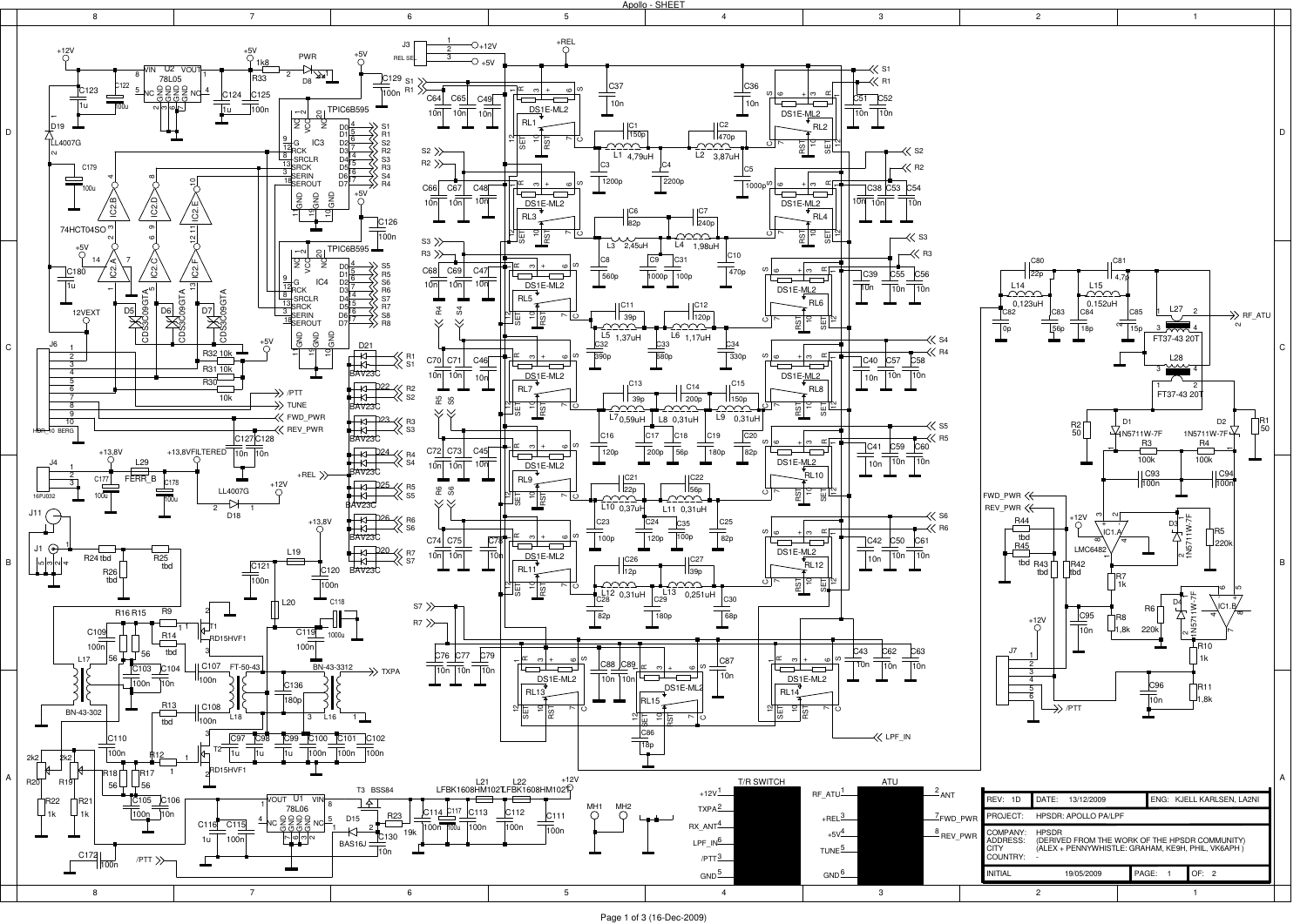# Apollo - SHEET

| REV: 1D | DATE: 13/12/2009 | ENG: KJELL KARLSEN, LA2NI |
| --- | --- | --- |
| PROJECT: | HPSDR: APOLLO PA/LPF | |
| COMPANY: ADDRESS: CITY COUNTRY: | HPSDR (DERIVED FROM THE WORK OF THE HPSDR COMMUNITY) (ALEX + PENNYWHISTLE: GRAHAM, KE9H, PHIL, VK6APH) - | |
| INITIAL | 19/05/2009 | PAGE: 1 OF: 2 |

**T/R SWITCH**

| Pin | Signal |
| --- | --- |
| 1 | +12V |
| 2 | TXPA |
| 4 | RX_ANT |
| 6 | LPF_IN |
| 3 | /PTT |
| 5 | GND |

**ATU**

| Pin | Signal | Pin | Signal |
| --- | --- | --- | --- |
| 1 | RF_ATU | 2 | ANT |
| 3 | +REL | 7 | FWD_PWR |
| 4 | +5V | 8 | REV_PWR |
| 5 | TUNE | | |
| 6 | GND | | |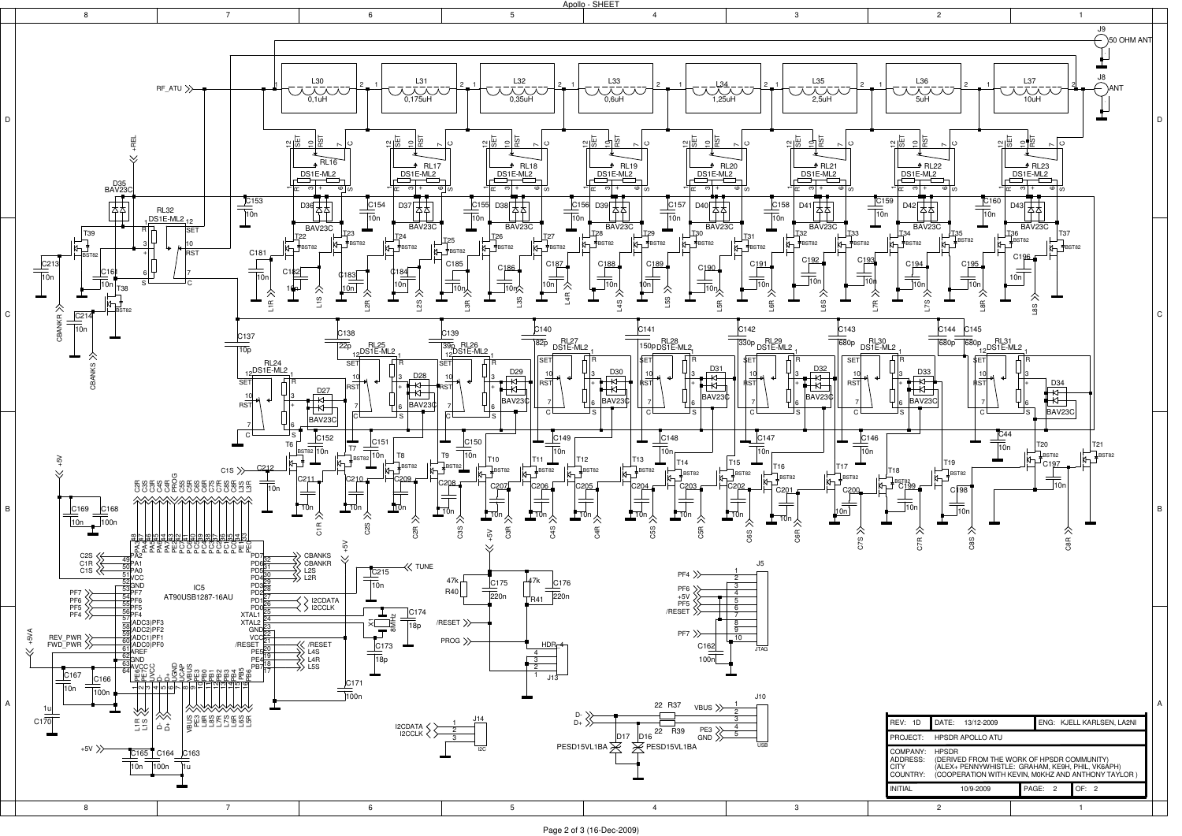Apollo - SHEET

| REV: 1D | DATE: 13/12-2009 | ENG: KJELL KARLSEN, LA2NI |
|---|---|---|
| PROJECT: | HPSDR APOLLO ATU | |
| COMPANY: | HPSDR | |
| ADDRESS: | (DERIVED FROM THE WORK OF HPSDR COMMUNITY) | |
| CITY | (ALEX+ PENNYWHISTLE: GRAHAM, KE9H, PHIL, VK6APH) | |
| COUNTRY: | (COOPERATION WITH KEVIN, M0KHZ AND ANTHONY TAYLOR ) | |
| INITIAL | 10/9-2009 | PAGE: 2 OF: 2 |

Page 2 of 3 (16-Dec-2009)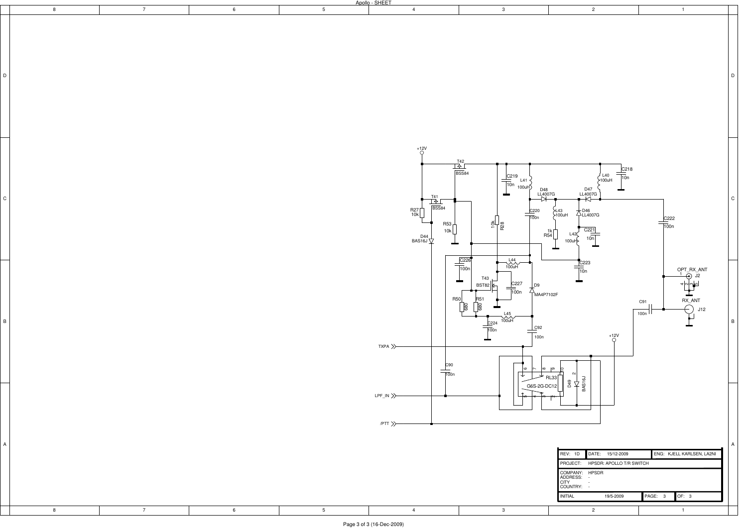Apollo - SHEET

+12V

T42
BSS84

C219
10n

L41
100uH

L40
100uH

C218
10n

T41
BSS84

D48
LL4007G

D47
LL4007G

R27
10k

R53
10k

10k
R28

C220
100n

L43
100uH

D46
LL4007G

C222
100n

1k
R54

L42
100uH

C221
10n

D44
BAS16J

C226
100n

L44
100uH

C223
10n

OPT_RX_ANT
J2

T43
BST82

C227
100n

D9
MA4P7102F

R50
680

R51
680

L45
100uH

C91
100n

RX_ANT
J12

C224
100n

C92
100n

+12V

TXPA

C90
100n

RL33
G6S-2G-DC12

D49

BAS16J

LPF_IN

/PTT

| | | | |
|---|---|---|---|
| REV: 1D | DATE: 15/12-2009 | ENG: KJELL KARLSEN, LA2NI | |
| PROJECT: HPSDR: APOLLO T/R SWITCH | | | |
| COMPANY: HPSDR<br>ADDRESS: -<br>CITY -<br>COUNTRY: - | | | |
| INITIAL | 19/5-2009 | PAGE: 3 | OF: 3 |